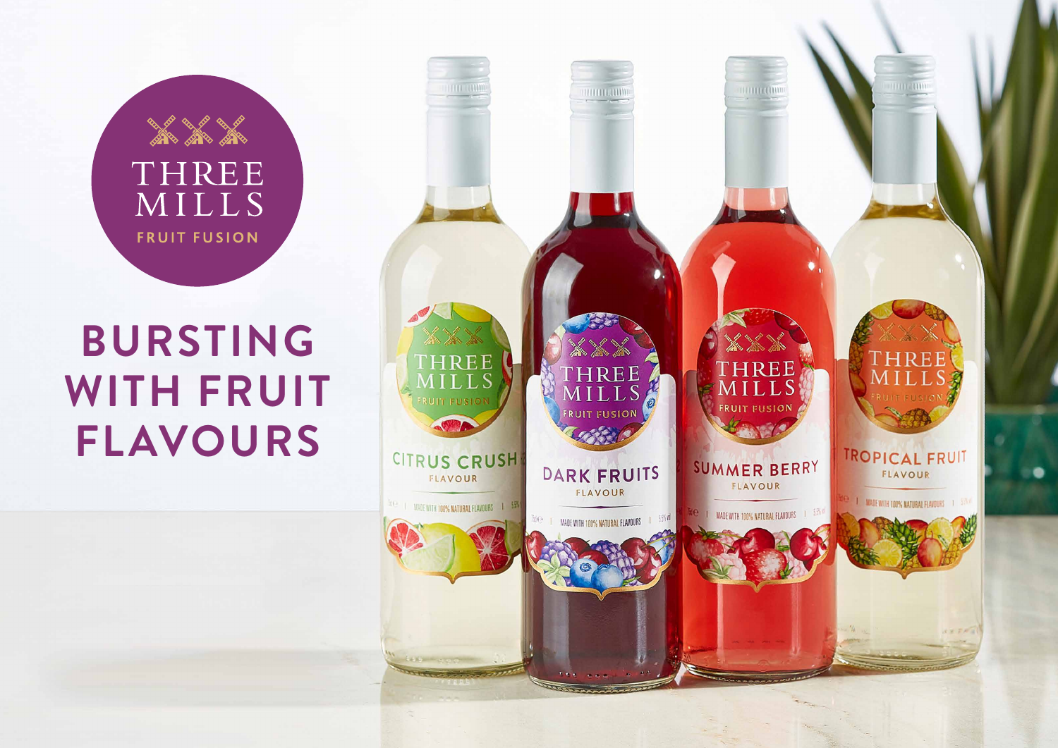THREE MILLS

FRUIT FUSION

# BURSTING WITH FRUIT FLAVOURS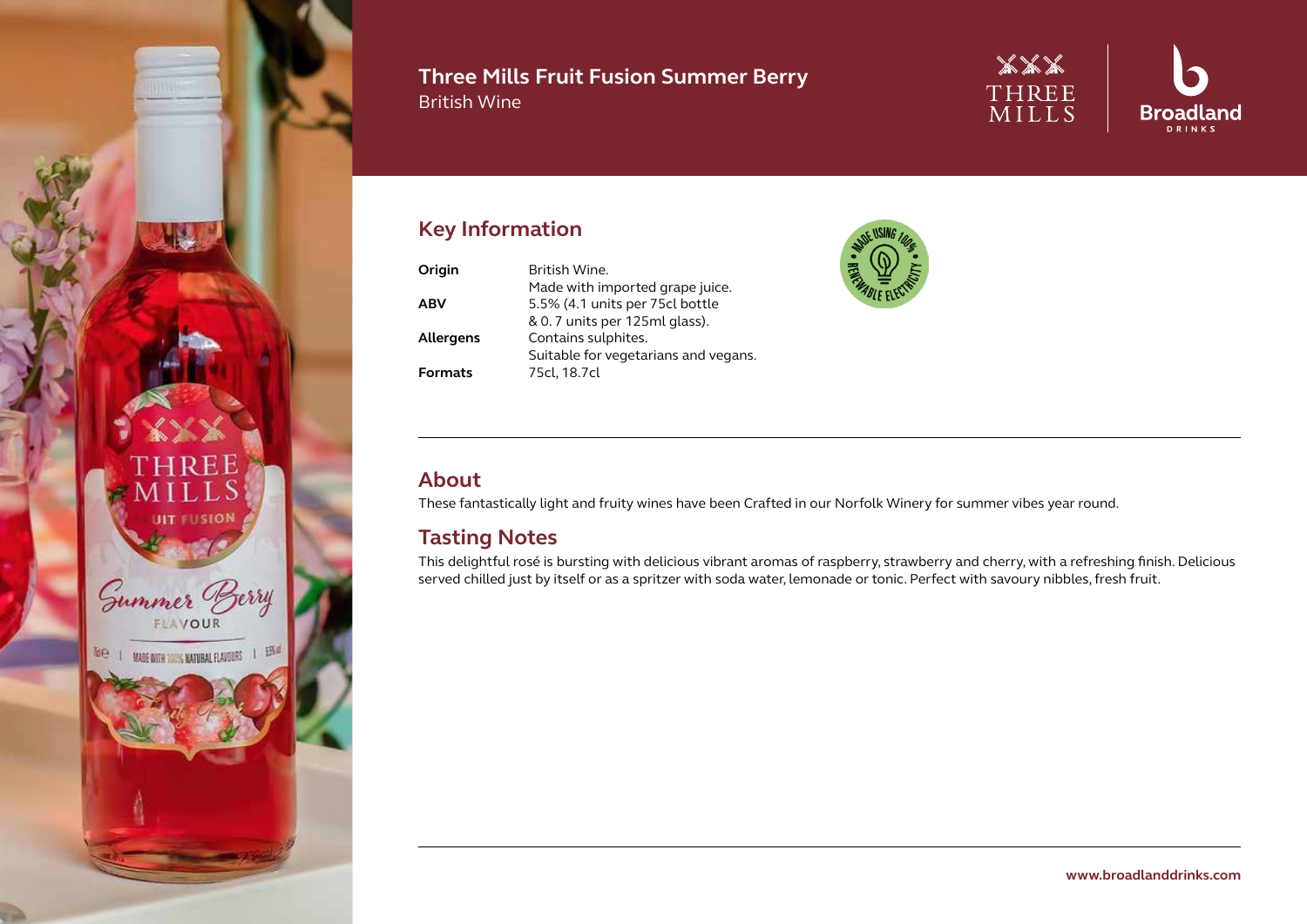# Three Mills Fruit Fusion Summer Berry

British Wine

## Key Information

| | |
|---|---|
| **Origin** | British Wine. Made with imported grape juice. |
| **ABV** | 5.5% (4.1 units per 75cl bottle & 0.7 units per 125ml glass). |
| **Allergens** | Contains sulphites. Suitable for vegetarians and vegans. |
| **Formats** | 75cl, 18.7cl |

MADE USING 100% RENEWABLE ELECTRICITY

## About

These fantastically light and fruity wines have been Crafted in our Norfolk Winery for summer vibes year round.

## Tasting Notes

This delightful rosé is bursting with delicious vibrant aromas of raspberry, strawberry and cherry, with a refreshing finish. Delicious served chilled just by itself or as a spritzer with soda water, lemonade or tonic. Perfect with savoury nibbles, fresh fruit.

www.broadlanddrinks.com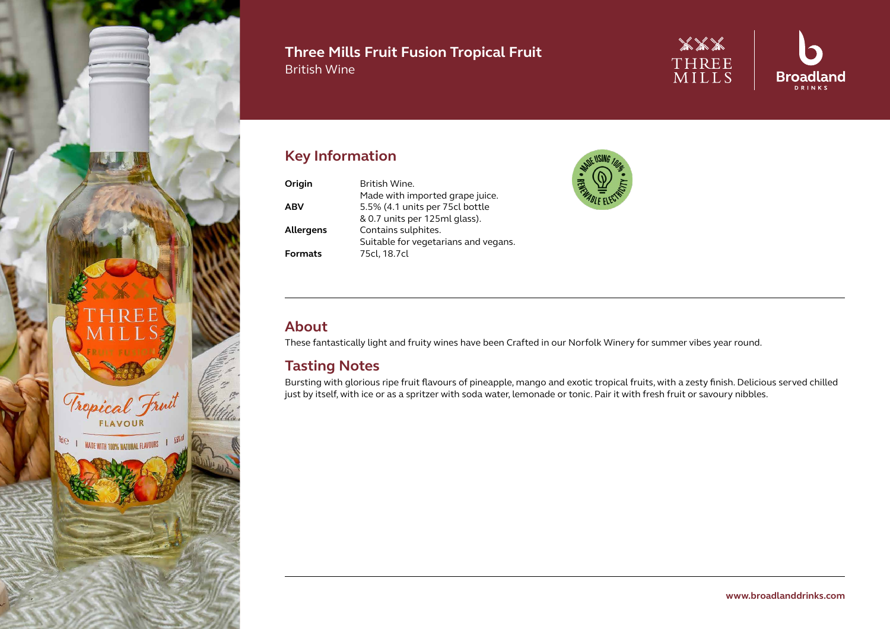# Three Mills Fruit Fusion Tropical Fruit

British Wine

THREE MILLS | Broadland DRINKS

## Key Information

| | |
|---|---|
| **Origin** | British Wine. Made with imported grape juice. |
| **ABV** | 5.5% (4.1 units per 75cl bottle & 0.7 units per 125ml glass). |
| **Allergens** | Contains sulphites. Suitable for vegetarians and vegans. |
| **Formats** | 75cl, 18.7cl |

MADE USING 100% RENEWABLE ELECTRICITY

## About

These fantastically light and fruity wines have been Crafted in our Norfolk Winery for summer vibes year round.

## Tasting Notes

Bursting with glorious ripe fruit flavours of pineapple, mango and exotic tropical fruits, with a zesty finish. Delicious served chilled just by itself, with ice or as a spritzer with soda water, lemonade or tonic. Pair it with fresh fruit or savoury nibbles.

www.broadlanddrinks.com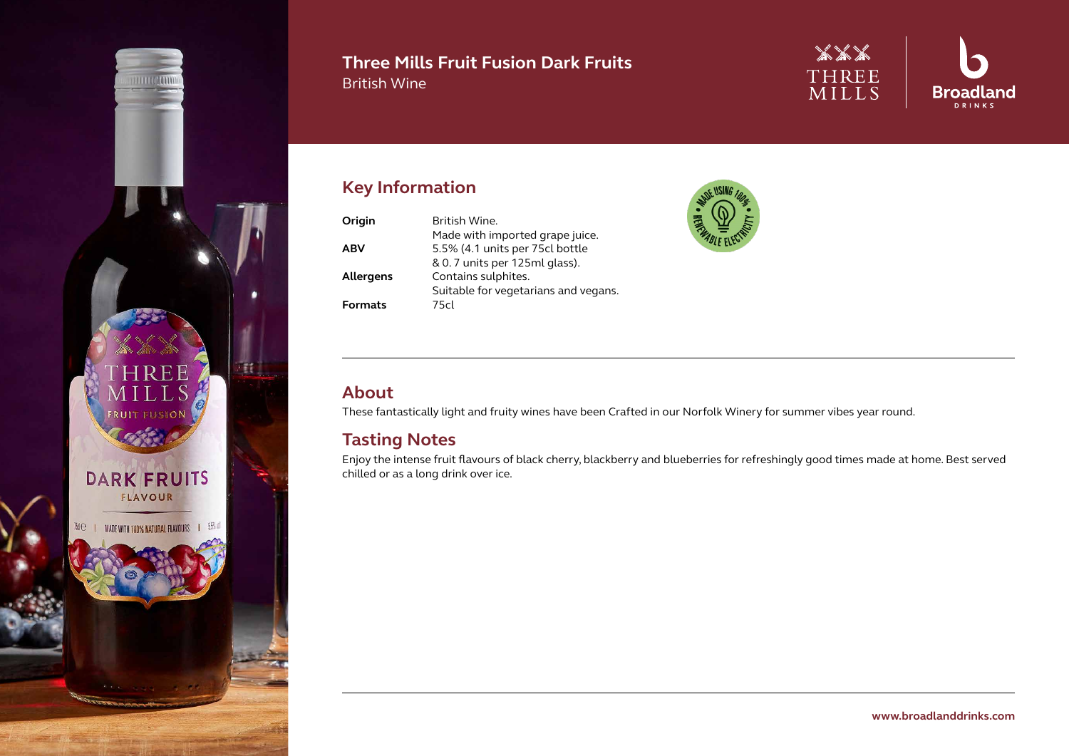# Three Mills Fruit Fusion Dark Fruits

British Wine

## Key Information

| | |
|---|---|
| **Origin** | British Wine. Made with imported grape juice. |
| **ABV** | 5.5% (4.1 units per 75cl bottle & 0.7 units per 125ml glass). |
| **Allergens** | Contains sulphites. Suitable for vegetarians and vegans. |
| **Formats** | 75cl |

MADE USING 100% RENEWABLE ELECTRICITY

## About

These fantastically light and fruity wines have been Crafted in our Norfolk Winery for summer vibes year round.

## Tasting Notes

Enjoy the intense fruit flavours of black cherry, blackberry and blueberries for refreshingly good times made at home. Best served chilled or as a long drink over ice.

www.broadlanddrinks.com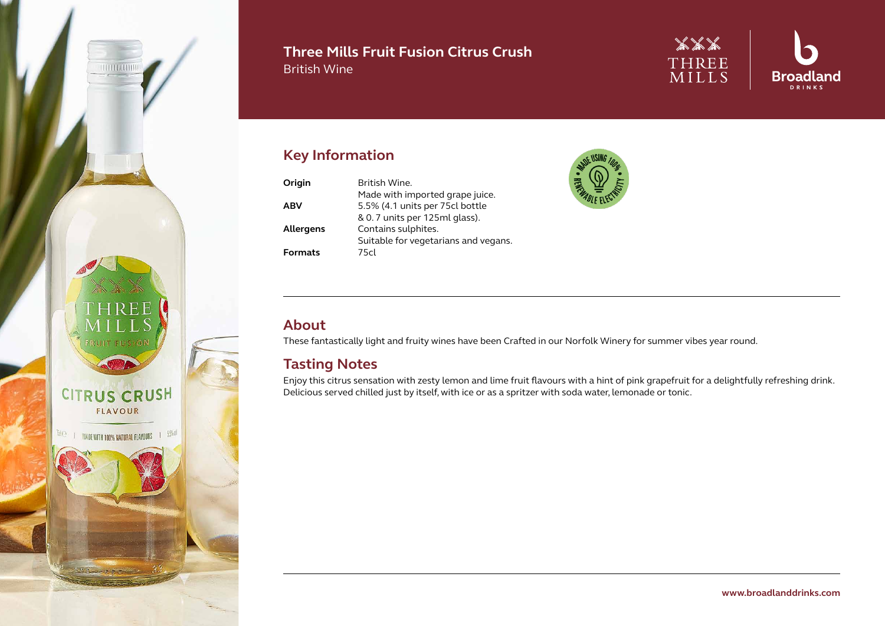# Three Mills Fruit Fusion Citrus Crush

British Wine

## Key Information

| | |
|---|---|
| **Origin** | British Wine. Made with imported grape juice. |
| **ABV** | 5.5% (4.1 units per 75cl bottle & 0. 7 units per 125ml glass). |
| **Allergens** | Contains sulphites. Suitable for vegetarians and vegans. |
| **Formats** | 75cl |

MADE USING 100% RENEWABLE ELECTRICITY

## About

These fantastically light and fruity wines have been Crafted in our Norfolk Winery for summer vibes year round.

## Tasting Notes

Enjoy this citrus sensation with zesty lemon and lime fruit flavours with a hint of pink grapefruit for a delightfully refreshing drink. Delicious served chilled just by itself, with ice or as a spritzer with soda water, lemonade or tonic.

www.broadlanddrinks.com